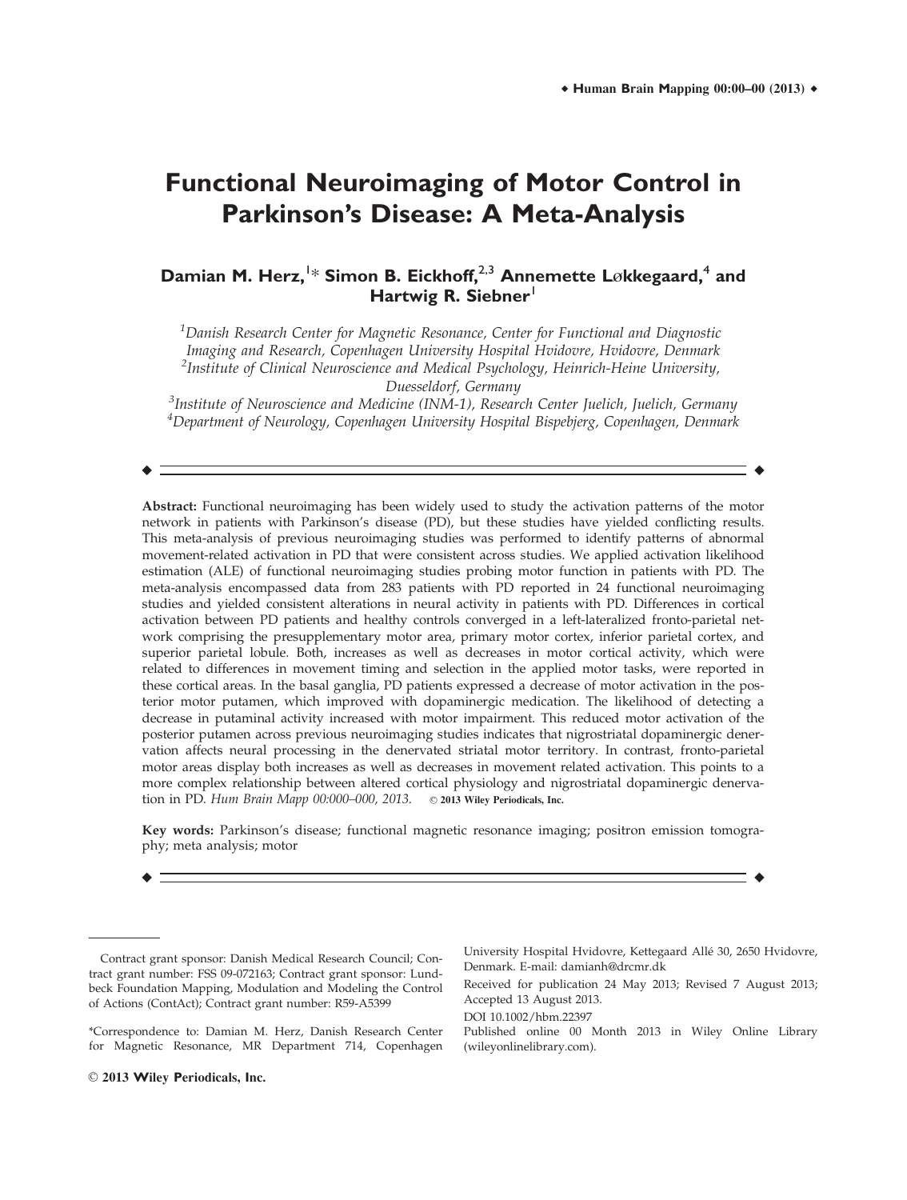# Functional Neuroimaging of Motor Control in Parkinson's Disease: A Meta-Analysis

**Damian M. Herz,[1]* Simon B. Eickhoff,[2,3] Annemette Løkkegaard,[4] and Hartwig R. Siebner[1]**

[1]*Danish Research Center for Magnetic Resonance, Center for Functional and Diagnostic Imaging and Research, Copenhagen University Hospital Hvidovre, Hvidovre, Denmark*
[2]*Institute of Clinical Neuroscience and Medical Psychology, Heinrich-Heine University, Duesseldorf, Germany*
[3]*Institute of Neuroscience and Medicine (INM-1), Research Center Juelich, Juelich, Germany*
[4]*Department of Neurology, Copenhagen University Hospital Bispebjerg, Copenhagen, Denmark*

**Abstract:** Functional neuroimaging has been widely used to study the activation patterns of the motor network in patients with Parkinson's disease (PD), but these studies have yielded conflicting results. This meta-analysis of previous neuroimaging studies was performed to identify patterns of abnormal movement-related activation in PD that were consistent across studies. We applied activation likelihood estimation (ALE) of functional neuroimaging studies probing motor function in patients with PD. The meta-analysis encompassed data from 283 patients with PD reported in 24 functional neuroimaging studies and yielded consistent alterations in neural activity in patients with PD. Differences in cortical activation between PD patients and healthy controls converged in a left-lateralized fronto-parietal network comprising the presupplementary motor area, primary motor cortex, inferior parietal cortex, and superior parietal lobule. Both, increases as well as decreases in motor cortical activity, which were related to differences in movement timing and selection in the applied motor tasks, were reported in these cortical areas. In the basal ganglia, PD patients expressed a decrease of motor activation in the posterior motor putamen, which improved with dopaminergic medication. The likelihood of detecting a decrease in putaminal activity increased with motor impairment. This reduced motor activation of the posterior putamen across previous neuroimaging studies indicates that nigrostriatal dopaminergic denervation affects neural processing in the denervated striatal motor territory. In contrast, fronto-parietal motor areas display both increases as well as decreases in movement related activation. This points to a more complex relationship between altered cortical physiology and nigrostriatal dopaminergic denervation in PD. *Hum Brain Mapp 00:000–000, 2013.* © 2013 Wiley Periodicals, Inc.

**Key words:** Parkinson's disease; functional magnetic resonance imaging; positron emission tomography; meta analysis; motor

Contract grant sponsor: Danish Medical Research Council; Contract grant number: FSS 09-072163; Contract grant sponsor: Lundbeck Foundation Mapping, Modulation and Modeling the Control of Actions (ContAct); Contract grant number: R59-A5399

*Correspondence to: Damian M. Herz, Danish Research Center for Magnetic Resonance, MR Department 714, Copenhagen University Hospital Hvidovre, Kettegaard Allé 30, 2650 Hvidovre, Denmark. E-mail: damianh@drcmr.dk

Received for publication 24 May 2013; Revised 7 August 2013; Accepted 13 August 2013.

DOI 10.1002/hbm.22397

Published online 00 Month 2013 in Wiley Online Library (wileyonlinelibrary.com).

© 2013 Wiley Periodicals, Inc.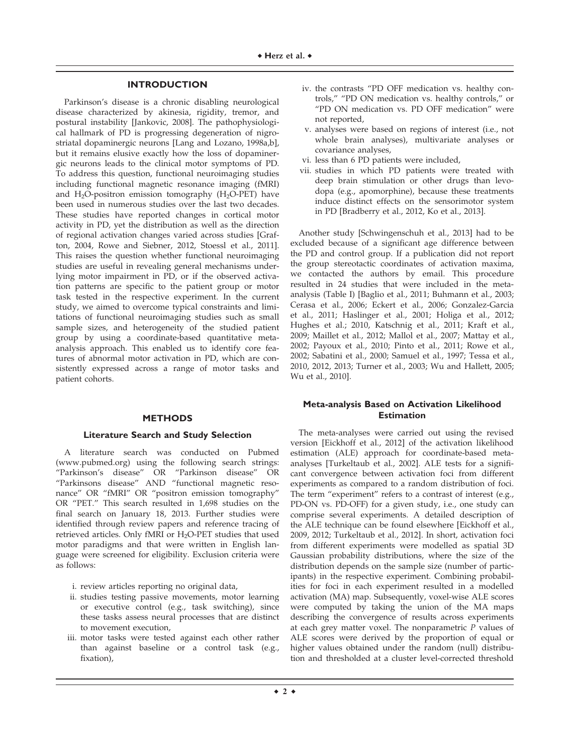## INTRODUCTION

Parkinson's disease is a chronic disabling neurological disease characterized by akinesia, rigidity, tremor, and postural instability [Jankovic, 2008]. The pathophysiological hallmark of PD is progressing degeneration of nigrostriatal dopaminergic neurons [Lang and Lozano, 1998a,b], but it remains elusive exactly how the loss of dopaminergic neurons leads to the clinical motor symptoms of PD. To address this question, functional neuroimaging studies including functional magnetic resonance imaging (fMRI) and $H_2O$-positron emission tomography ($H_2O$-PET) have been used in numerous studies over the last two decades. These studies have reported changes in cortical motor activity in PD, yet the distribution as well as the direction of regional activation changes varied across studies [Grafton, 2004, Rowe and Siebner, 2012, Stoessl et al., 2011]. This raises the question whether functional neuroimaging studies are useful in revealing general mechanisms underlying motor impairment in PD, or if the observed activation patterns are specific to the patient group or motor task tested in the respective experiment. In the current study, we aimed to overcome typical constraints and limitations of functional neuroimaging studies such as small sample sizes, and heterogeneity of the studied patient group by using a coordinate-based quantitative meta-analysis approach. This enabled us to identify core features of abnormal motor activation in PD, which are consistently expressed across a range of motor tasks and patient cohorts.

## METHODS

### Literature Search and Study Selection

A literature search was conducted on Pubmed (www.pubmed.org) using the following search strings: "Parkinson's disease" OR "Parkinson disease" OR "Parkinsons disease" AND "functional magnetic resonance" OR "fMRI" OR "positron emission tomography" OR "PET." This search resulted in 1,698 studies on the final search on January 18, 2013. Further studies were identified through review papers and reference tracing of retrieved articles. Only fMRI or $H_2O$-PET studies that used motor paradigms and that were written in English language were screened for eligibility. Exclusion criteria were as follows:

i. review articles reporting no original data,
ii. studies testing passive movements, motor learning or executive control (e.g., task switching), since these tasks assess neural processes that are distinct to movement execution,
iii. motor tasks were tested against each other rather than against baseline or a control task (e.g., fixation),
iv. the contrasts "PD OFF medication vs. healthy controls," "PD ON medication vs. healthy controls," or "PD ON medication vs. PD OFF medication" were not reported,
v. analyses were based on regions of interest (i.e., not whole brain analyses), multivariate analyses or covariance analyses,
vi. less than 6 PD patients were included,
vii. studies in which PD patients were treated with deep brain stimulation or other drugs than levodopa (e.g., apomorphine), because these treatments induce distinct effects on the sensorimotor system in PD [Bradberry et al., 2012, Ko et al., 2013].

Another study [Schwingenschuh et al., 2013] had to be excluded because of a significant age difference between the PD and control group. If a publication did not report the group stereotactic coordinates of activation maxima, we contacted the authors by email. This procedure resulted in 24 studies that were included in the meta-analysis (Table I) [Baglio et al., 2011; Buhmann et al., 2003; Cerasa et al., 2006; Eckert et al., 2006; Gonzalez-Garcia et al., 2011; Haslinger et al., 2001; Holiga et al., 2012; Hughes et al.; 2010, Katschnig et al., 2011; Kraft et al., 2009; Maillet et al., 2012; Mallol et al., 2007; Mattay et al., 2002; Payoux et al., 2010; Pinto et al., 2011; Rowe et al., 2002; Sabatini et al., 2000; Samuel et al., 1997; Tessa et al., 2010, 2012, 2013; Turner et al., 2003; Wu and Hallett, 2005; Wu et al., 2010].

### Meta-analysis Based on Activation Likelihood Estimation

The meta-analyses were carried out using the revised version [Eickhoff et al., 2012] of the activation likelihood estimation (ALE) approach for coordinate-based meta-analyses [Turkeltaub et al., 2002]. ALE tests for a significant convergence between activation foci from different experiments as compared to a random distribution of foci. The term "experiment" refers to a contrast of interest (e.g., PD-ON vs. PD-OFF) for a given study, i.e., one study can comprise several experiments. A detailed description of the ALE technique can be found elsewhere [Eickhoff et al., 2009, 2012; Turkeltaub et al., 2012]. In short, activation foci from different experiments were modelled as spatial 3D Gaussian probability distributions, where the size of the distribution depends on the sample size (number of participants) in the respective experiment. Combining probabilities for foci in each experiment resulted in a modelled activation (MA) map. Subsequently, voxel-wise ALE scores were computed by taking the union of the MA maps describing the convergence of results across experiments at each grey matter voxel. The nonparametric $P$ values of ALE scores were derived by the proportion of equal or higher values obtained under the random (null) distribution and thresholded at a cluster level-corrected threshold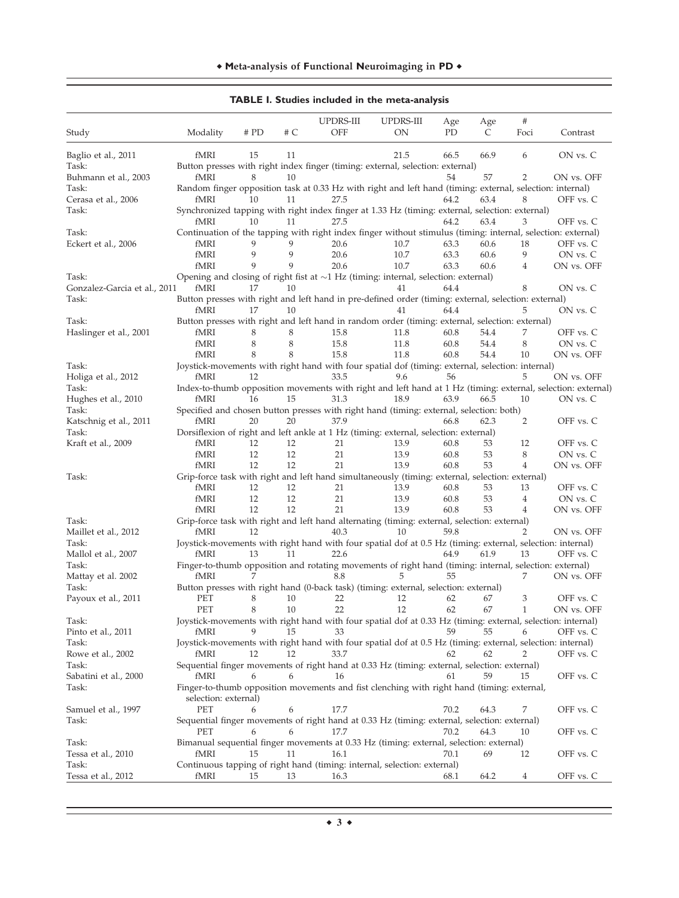**TABLE I. Studies included in the meta-analysis**

| Study | Modality | # PD | # C | UPDRS-III OFF | UPDRS-III ON | Age PD | Age C | # Foci | Contrast |
|---|---|---|---|---|---|---|---|---|---|
| Baglio et al., 2011 | fMRI | 15 | 11 | | 21.5 | 66.5 | 66.9 | 6 | ON vs. C |
| Task: | Button presses with right index finger (timing: external, selection: external) | | | | | | | | |
| Buhmann et al., 2003 | fMRI | 8 | 10 | | | 54 | 57 | 2 | ON vs. OFF |
| Task: | Random finger opposition task at 0.33 Hz with right and left hand (timing: external, selection: internal) | | | | | | | | |
| Cerasa et al., 2006 | fMRI | 10 | 11 | 27.5 | | 64.2 | 63.4 | 8 | OFF vs. C |
| Task: | Synchronized tapping with right index finger at 1.33 Hz (timing: external, selection: external) | | | | | | | | |
| | fMRI | 10 | 11 | 27.5 | | 64.2 | 63.4 | 3 | OFF vs. C |
| Task: | Continuation of the tapping with right index finger without stimulus (timing: internal, selection: external) | | | | | | | | |
| Eckert et al., 2006 | fMRI | 9 | 9 | 20.6 | 10.7 | 63.3 | 60.6 | 18 | OFF vs. C |
| | fMRI | 9 | 9 | 20.6 | 10.7 | 63.3 | 60.6 | 9 | ON vs. C |
| | fMRI | 9 | 9 | 20.6 | 10.7 | 63.3 | 60.6 | 4 | ON vs. OFF |
| Task: | Opening and closing of right fist at ~1 Hz (timing: internal, selection: external) | | | | | | | | |
| Gonzalez-Garcia et al., 2011 | fMRI | 17 | 10 | | 41 | 64.4 | | 8 | ON vs. C |
| Task: | Button presses with right and left hand in pre-defined order (timing: external, selection: external) | | | | | | | | |
| | fMRI | 17 | 10 | | 41 | 64.4 | | 5 | ON vs. C |
| Task: | Button presses with right and left hand in random order (timing: external, selection: external) | | | | | | | | |
| Haslinger et al., 2001 | fMRI | 8 | 8 | 15.8 | 11.8 | 60.8 | 54.4 | 7 | OFF vs. C |
| | fMRI | 8 | 8 | 15.8 | 11.8 | 60.8 | 54.4 | 8 | ON vs. C |
| | fMRI | 8 | 8 | 15.8 | 11.8 | 60.8 | 54.4 | 10 | ON vs. OFF |
| Task: | Joystick-movements with right hand with four spatial dof (timing: external, selection: internal) | | | | | | | | |
| Holiga et al., 2012 | fMRI | 12 | | 33.5 | 9.6 | 56 | | 5 | ON vs. OFF |
| Task: | Index-to-thumb opposition movements with right and left hand at 1 Hz (timing: external, selection: external) | | | | | | | | |
| Hughes et al., 2010 | fMRI | 16 | 15 | 31.3 | 18.9 | 63.9 | 66.5 | 10 | ON vs. C |
| Task: | Specified and chosen button presses with right hand (timing: external, selection: both) | | | | | | | | |
| Katschnig et al., 2011 | fMRI | 20 | 20 | 37.9 | | 66.8 | 62.3 | 2 | OFF vs. C |
| Task: | Dorsiflexion of right and left ankle at 1 Hz (timing: external, selection: external) | | | | | | | | |
| Kraft et al., 2009 | fMRI | 12 | 12 | 21 | 13.9 | 60.8 | 53 | 12 | OFF vs. C |
| | fMRI | 12 | 12 | 21 | 13.9 | 60.8 | 53 | 8 | ON vs. C |
| | fMRI | 12 | 12 | 21 | 13.9 | 60.8 | 53 | 4 | ON vs. OFF |
| Task: | Grip-force task with right and left hand simultaneously (timing: external, selection: external) | | | | | | | | |
| | fMRI | 12 | 12 | 21 | 13.9 | 60.8 | 53 | 13 | OFF vs. C |
| | fMRI | 12 | 12 | 21 | 13.9 | 60.8 | 53 | 4 | ON vs. C |
| | fMRI | 12 | 12 | 21 | 13.9 | 60.8 | 53 | 4 | ON vs. OFF |
| Task: | Grip-force task with right and left hand alternating (timing: external, selection: external) | | | | | | | | |
| Maillet et al., 2012 | fMRI | 12 | | 40.3 | 10 | 59.8 | | 2 | ON vs. OFF |
| Task: | Joystick-movements with right hand with four spatial dof at 0.5 Hz (timing: external, selection: internal) | | | | | | | | |
| Mallol et al., 2007 | fMRI | 13 | 11 | 22.6 | | 64.9 | 61.9 | 13 | OFF vs. C |
| Task: | Finger-to-thumb opposition and rotating movements of right hand (timing: internal, selection: external) | | | | | | | | |
| Mattay et al. 2002 | fMRI | 7 | | 8.8 | 5 | 55 | | 7 | ON vs. OFF |
| Task: | Button presses with right hand (0-back task) (timing: external, selection: external) | | | | | | | | |
| Payoux et al., 2011 | PET | 8 | 10 | 22 | 12 | 62 | 67 | 3 | OFF vs. C |
| | PET | 8 | 10 | 22 | 12 | 62 | 67 | 1 | ON vs. OFF |
| Task: | Joystick-movements with right hand with four spatial dof at 0.33 Hz (timing: external, selection: internal) | | | | | | | | |
| Pinto et al., 2011 | fMRI | 9 | 15 | 33 | | 59 | 55 | 6 | OFF vs. C |
| Task: | Joystick-movements with right hand with four spatial dof at 0.5 Hz (timing: external, selection: internal) | | | | | | | | |
| Rowe et al., 2002 | fMRI | 12 | 12 | 33.7 | | 62 | 62 | 2 | OFF vs. C |
| Task: | Sequential finger movements of right hand at 0.33 Hz (timing: external, selection: external) | | | | | | | | |
| Sabatini et al., 2000 | fMRI | 6 | 6 | 16 | | 61 | 59 | 15 | OFF vs. C |
| Task: | Finger-to-thumb opposition movements and fist clenching with right hand (timing: external, selection: external) | | | | | | | | |
| Samuel et al., 1997 | PET | 6 | 6 | 17.7 | | 70.2 | 64.3 | 7 | OFF vs. C |
| Task: | Sequential finger movements of right hand at 0.33 Hz (timing: external, selection: external) | | | | | | | | |
| | PET | 6 | 6 | 17.7 | | 70.2 | 64.3 | 10 | OFF vs. C |
| Task: | Bimanual sequential finger movements at 0.33 Hz (timing: external, selection: external) | | | | | | | | |
| Tessa et al., 2010 | fMRI | 15 | 11 | 16.1 | | 70.1 | 69 | 12 | OFF vs. C |
| Task: | Continuous tapping of right hand (timing: internal, selection: external) | | | | | | | | |
| Tessa et al., 2012 | fMRI | 15 | 13 | 16.3 | | 68.1 | 64.2 | 4 | OFF vs. C |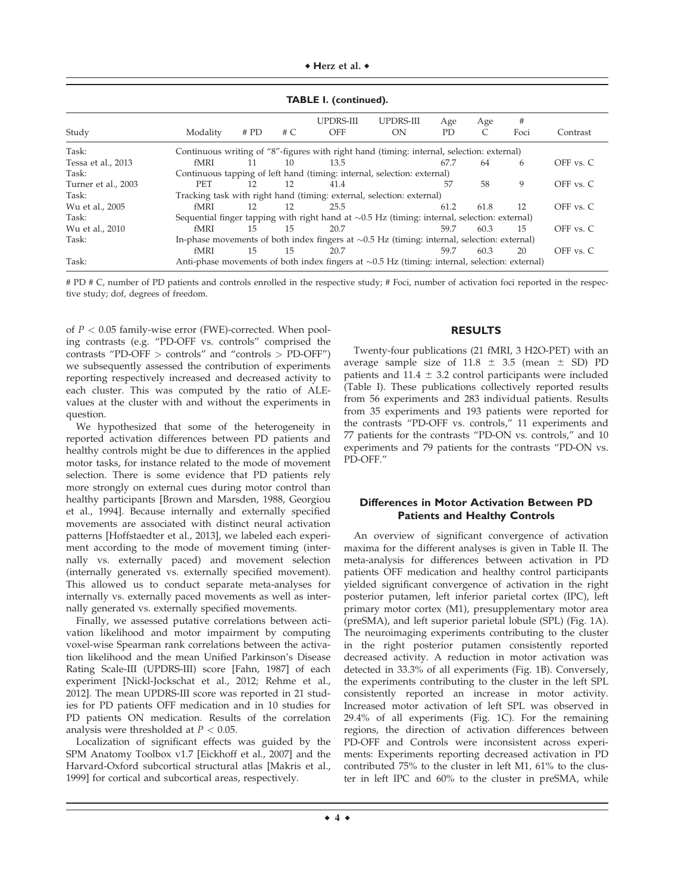**TABLE I. (continued).**

| Study | Modality | # PD | # C | UPDRS-III OFF | UPDRS-III ON | Age PD | Age C | # Foci | Contrast |
|---|---|---|---|---|---|---|---|---|---|
| Task: | Continuous writing of "8"-figures with right hand (timing: internal, selection: external) | | | | | | | | |
| Tessa et al., 2013 | fMRI | 11 | 10 | 13.5 | | 67.7 | 64 | 6 | OFF vs. C |
| Task: | Continuous tapping of left hand (timing: internal, selection: external) | | | | | | | | |
| Turner et al., 2003 | PET | 12 | 12 | 41.4 | | 57 | 58 | 9 | OFF vs. C |
| Task: | Tracking task with right hand (timing: external, selection: external) | | | | | | | | |
| Wu et al., 2005 | fMRI | 12 | 12 | 25.5 | | 61.2 | 61.8 | 12 | OFF vs. C |
| Task: | Sequential finger tapping with right hand at ~0.5 Hz (timing: internal, selection: external) | | | | | | | | |
| Wu et al., 2010 | fMRI | 15 | 15 | 20.7 | | 59.7 | 60.3 | 15 | OFF vs. C |
| Task: | In-phase movements of both index fingers at ~0.5 Hz (timing: internal, selection: external) | | | | | | | | |
| | fMRI | 15 | 15 | 20.7 | | 59.7 | 60.3 | 20 | OFF vs. C |
| Task: | Anti-phase movements of both index fingers at ~0.5 Hz (timing: internal, selection: external) | | | | | | | | |

# PD # C, number of PD patients and controls enrolled in the respective study; # Foci, number of activation foci reported in the respective study; dof, degrees of freedom.

of $P < 0.05$ family-wise error (FWE)-corrected. When pooling contrasts (e.g. "PD-OFF vs. controls" comprised the contrasts "PD-OFF > controls" and "controls > PD-OFF") we subsequently assessed the contribution of experiments reporting respectively increased and decreased activity to each cluster. This was computed by the ratio of ALE-values at the cluster with and without the experiments in question.

We hypothesized that some of the heterogeneity in reported activation differences between PD patients and healthy controls might be due to differences in the applied motor tasks, for instance related to the mode of movement selection. There is some evidence that PD patients rely more strongly on external cues during motor control than healthy participants [Brown and Marsden, 1988, Georgiou et al., 1994]. Because internally and externally specified movements are associated with distinct neural activation patterns [Hoffstaedter et al., 2013], we labeled each experiment according to the mode of movement timing (internally vs. externally paced) and movement selection (internally generated vs. externally specified movement). This allowed us to conduct separate meta-analyses for internally vs. externally paced movements as well as internally generated vs. externally specified movements.

Finally, we assessed putative correlations between activation likelihood and motor impairment by computing voxel-wise Spearman rank correlations between the activation likelihood and the mean Unified Parkinson's Disease Rating Scale-III (UPDRS-III) score [Fahn, 1987] of each experiment [Nickl-Jockschat et al., 2012; Rehme et al., 2012]. The mean UPDRS-III score was reported in 21 studies for PD patients OFF medication and in 10 studies for PD patients ON medication. Results of the correlation analysis were thresholded at $P < 0.05$.

Localization of significant effects was guided by the SPM Anatomy Toolbox v1.7 [Eickhoff et al., 2007] and the Harvard-Oxford subcortical structural atlas [Makris et al., 1999] for cortical and subcortical areas, respectively.

## RESULTS

Twenty-four publications (21 fMRI, 3 H2O-PET) with an average sample size of $11.8 \pm 3.5$ (mean $\pm$ SD) PD patients and $11.4 \pm 3.2$ control participants were included (Table I). These publications collectively reported results from 56 experiments and 283 individual patients. Results from 35 experiments and 193 patients were reported for the contrasts "PD-OFF vs. controls," 11 experiments and 77 patients for the contrasts "PD-ON vs. controls," and 10 experiments and 79 patients for the contrasts "PD-ON vs. PD-OFF."

### Differences in Motor Activation Between PD Patients and Healthy Controls

An overview of significant convergence of activation maxima for the different analyses is given in Table II. The meta-analysis for differences between activation in PD patients OFF medication and healthy control participants yielded significant convergence of activation in the right posterior putamen, left inferior parietal cortex (IPC), left primary motor cortex (M1), presupplementary motor area (preSMA), and left superior parietal lobule (SPL) (Fig. 1A). The neuroimaging experiments contributing to the cluster in the right posterior putamen consistently reported decreased activity. A reduction in motor activation was detected in 33.3% of all experiments (Fig. 1B). Conversely, the experiments contributing to the cluster in the left SPL consistently reported an increase in motor activity. Increased motor activation of left SPL was observed in 29.4% of all experiments (Fig. 1C). For the remaining regions, the direction of activation differences between PD-OFF and Controls were inconsistent across experiments: Experiments reporting decreased activation in PD contributed 75% to the cluster in left M1, 61% to the cluster in left IPC and 60% to the cluster in preSMA, while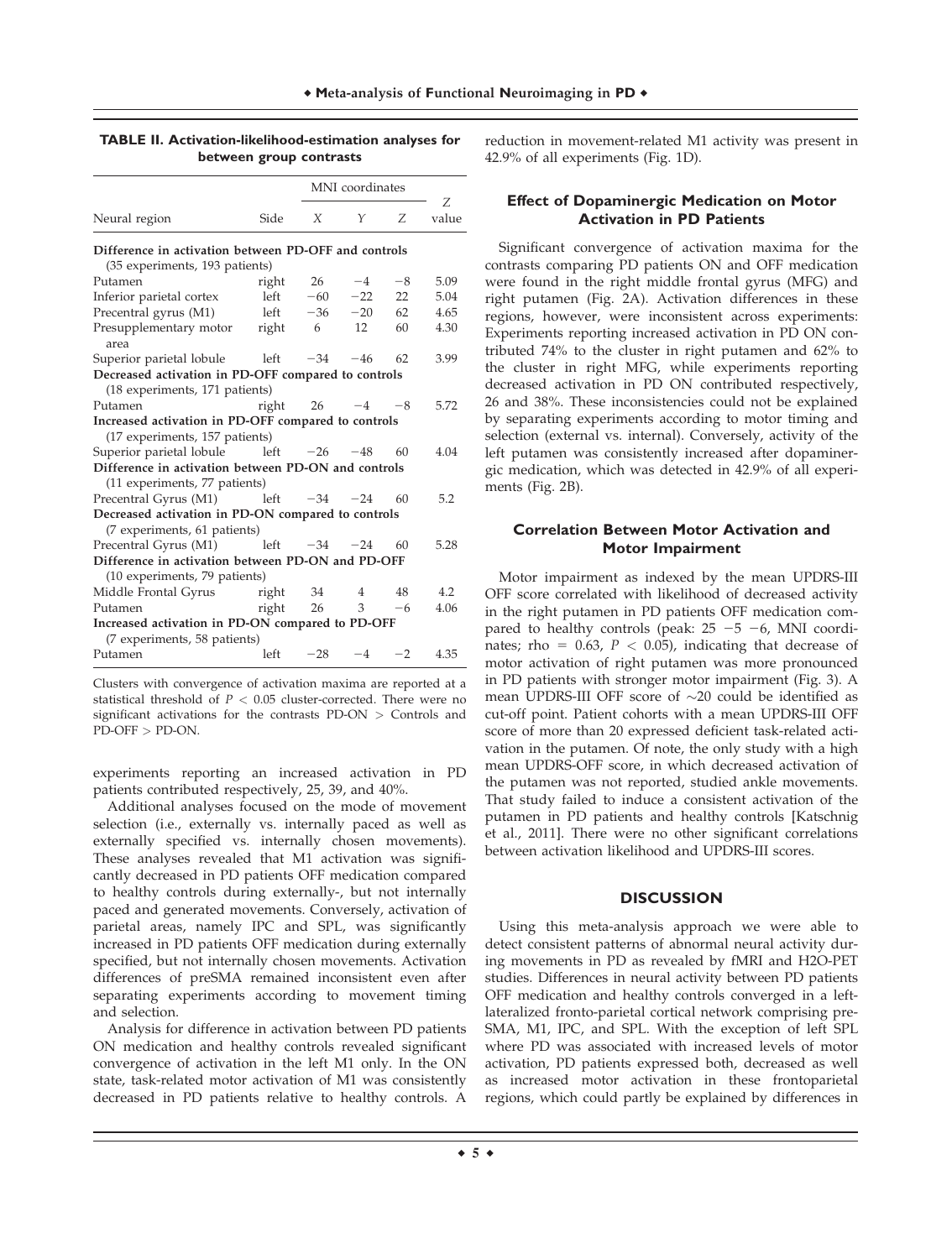**TABLE II. Activation-likelihood-estimation analyses for between group contrasts**

| Neural region | Side | MNI coordinates | | | Z value |
|---|---|---|---|---|---|
| | | X | Y | Z | |
| **Difference in activation between PD-OFF and controls** (35 experiments, 193 patients) | | | | | |
| Putamen | right | 26 | −4 | −8 | 5.09 |
| Inferior parietal cortex | left | −60 | −22 | 22 | 5.04 |
| Precentral gyrus (M1) | left | −36 | −20 | 62 | 4.65 |
| Presupplementary motor area | right | 6 | 12 | 60 | 4.30 |
| Superior parietal lobule | left | −34 | −46 | 62 | 3.99 |
| **Decreased activation in PD-OFF compared to controls** (18 experiments, 171 patients) | | | | | |
| Putamen | right | 26 | −4 | −8 | 5.72 |
| **Increased activation in PD-OFF compared to controls** (17 experiments, 157 patients) | | | | | |
| Superior parietal lobule | left | −26 | −48 | 60 | 4.04 |
| **Difference in activation between PD-ON and controls** (11 experiments, 77 patients) | | | | | |
| Precentral Gyrus (M1) | left | −34 | −24 | 60 | 5.2 |
| **Decreased activation in PD-ON compared to controls** (7 experiments, 61 patients) | | | | | |
| Precentral Gyrus (M1) | left | −34 | −24 | 60 | 5.28 |
| **Difference in activation between PD-ON and PD-OFF** (10 experiments, 79 patients) | | | | | |
| Middle Frontal Gyrus | right | 34 | 4 | 48 | 4.2 |
| Putamen | right | 26 | 3 | −6 | 4.06 |
| **Increased activation in PD-ON compared to PD-OFF** (7 experiments, 58 patients) | | | | | |
| Putamen | left | −28 | −4 | −2 | 4.35 |

Clusters with convergence of activation maxima are reported at a statistical threshold of $P < 0.05$ cluster-corrected. There were no significant activations for the contrasts PD-ON > Controls and PD-OFF > PD-ON.

experiments reporting an increased activation in PD patients contributed respectively, 25, 39, and 40%.

Additional analyses focused on the mode of movement selection (i.e., externally vs. internally paced as well as externally specified vs. internally chosen movements). These analyses revealed that M1 activation was significantly decreased in PD patients OFF medication compared to healthy controls during externally-, but not internally paced and generated movements. Conversely, activation of parietal areas, namely IPC and SPL, was significantly increased in PD patients OFF medication during externally specified, but not internally chosen movements. Activation differences of preSMA remained inconsistent even after separating experiments according to movement timing and selection.

Analysis for difference in activation between PD patients ON medication and healthy controls revealed significant convergence of activation in the left M1 only. In the ON state, task-related motor activation of M1 was consistently decreased in PD patients relative to healthy controls. A reduction in movement-related M1 activity was present in 42.9% of all experiments (Fig. 1D).

### Effect of Dopaminergic Medication on Motor Activation in PD Patients

Significant convergence of activation maxima for the contrasts comparing PD patients ON and OFF medication were found in the right middle frontal gyrus (MFG) and right putamen (Fig. 2A). Activation differences in these regions, however, were inconsistent across experiments: Experiments reporting increased activation in PD ON contributed 74% to the cluster in right putamen and 62% to the cluster in right MFG, while experiments reporting decreased activation in PD ON contributed respectively, 26 and 38%. These inconsistencies could not be explained by separating experiments according to motor timing and selection (external vs. internal). Conversely, activity of the left putamen was consistently increased after dopaminergic medication, which was detected in 42.9% of all experiments (Fig. 2B).

### Correlation Between Motor Activation and Motor Impairment

Motor impairment as indexed by the mean UPDRS-III OFF score correlated with likelihood of decreased activity in the right putamen in PD patients OFF medication compared to healthy controls (peak: 25 −5 −6, MNI coordinates; rho = 0.63, $P < 0.05$), indicating that decrease of motor activation of right putamen was more pronounced in PD patients with stronger motor impairment (Fig. 3). A mean UPDRS-III OFF score of ∼20 could be identified as cut-off point. Patient cohorts with a mean UPDRS-III OFF score of more than 20 expressed deficient task-related activation in the putamen. Of note, the only study with a high mean UPDRS-OFF score, in which decreased activation of the putamen was not reported, studied ankle movements. That study failed to induce a consistent activation of the putamen in PD patients and healthy controls [Katschnig et al., 2011]. There were no other significant correlations between activation likelihood and UPDRS-III scores.

## DISCUSSION

Using this meta-analysis approach we were able to detect consistent patterns of abnormal neural activity during movements in PD as revealed by fMRI and H2O-PET studies. Differences in neural activity between PD patients OFF medication and healthy controls converged in a left-lateralized fronto-parietal cortical network comprising pre-SMA, M1, IPC, and SPL. With the exception of left SPL where PD was associated with increased levels of motor activation, PD patients expressed both, decreased as well as increased motor activation in these frontoparietal regions, which could partly be explained by differences in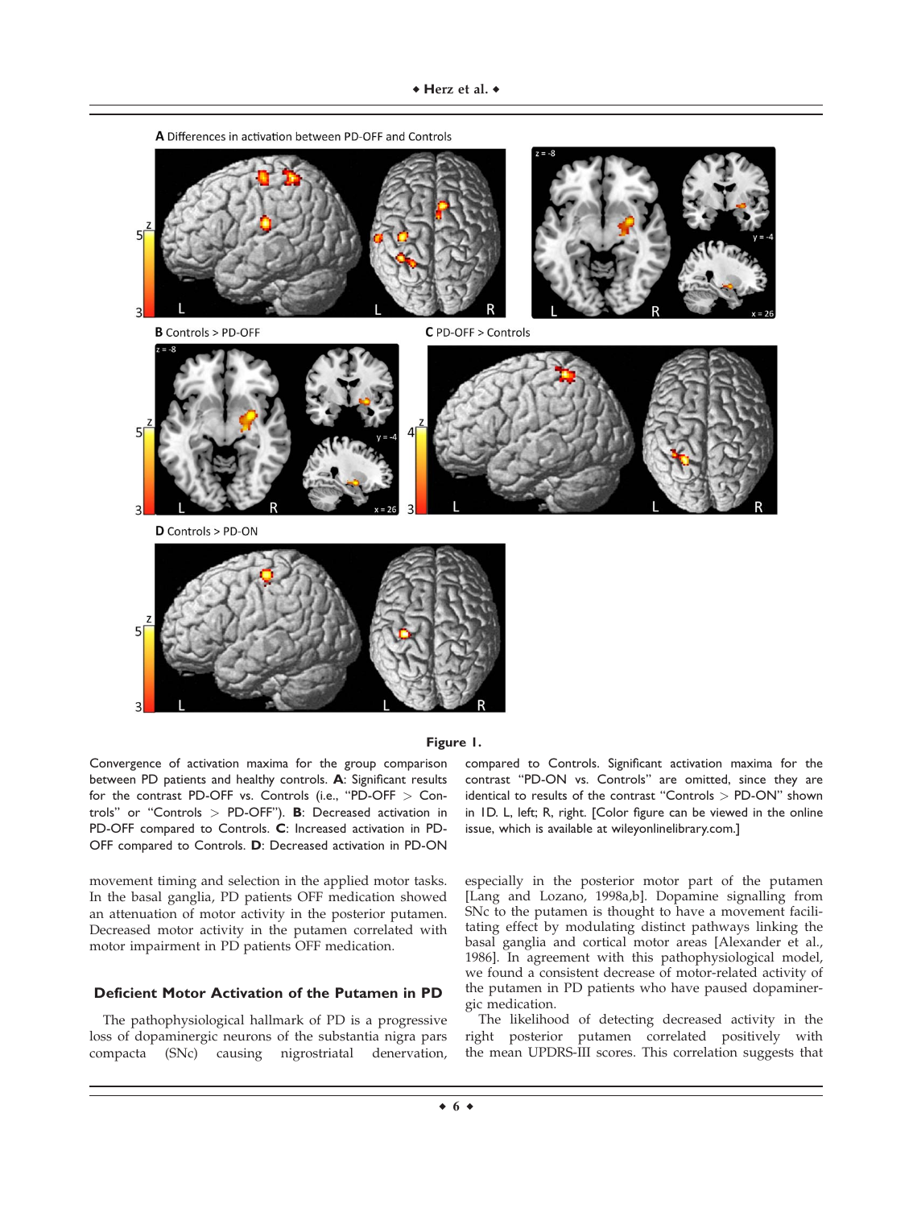A Differences in activation between PD-OFF and Controls

B Controls > PD-OFF

C PD-OFF > Controls

D Controls > PD-ON

**Figure 1.**

Convergence of activation maxima for the group comparison between PD patients and healthy controls. **A**: Significant results for the contrast PD-OFF vs. Controls (i.e., "PD-OFF > Controls" or "Controls > PD-OFF"). **B**: Decreased activation in PD-OFF compared to Controls. **C**: Increased activation in PD-OFF compared to Controls. **D**: Decreased activation in PD-ON compared to Controls. Significant activation maxima for the contrast "PD-ON vs. Controls" are omitted, since they are identical to results of the contrast "Controls > PD-ON" shown in 1D. L, left; R, right. [Color figure can be viewed in the online issue, which is available at wileyonlinelibrary.com.]

movement timing and selection in the applied motor tasks. In the basal ganglia, PD patients OFF medication showed an attenuation of motor activity in the posterior putamen. Decreased motor activity in the putamen correlated with motor impairment in PD patients OFF medication.

## Deficient Motor Activation of the Putamen in PD

The pathophysiological hallmark of PD is a progressive loss of dopaminergic neurons of the substantia nigra pars compacta (SNc) causing nigrostriatal denervation, especially in the posterior motor part of the putamen [Lang and Lozano, 1998a,b]. Dopamine signalling from SNc to the putamen is thought to have a movement facilitating effect by modulating distinct pathways linking the basal ganglia and cortical motor areas [Alexander et al., 1986]. In agreement with this pathophysiological model, we found a consistent decrease of motor-related activity of the putamen in PD patients who have paused dopaminergic medication.

The likelihood of detecting decreased activity in the right posterior putamen correlated positively with the mean UPDRS-III scores. This correlation suggests that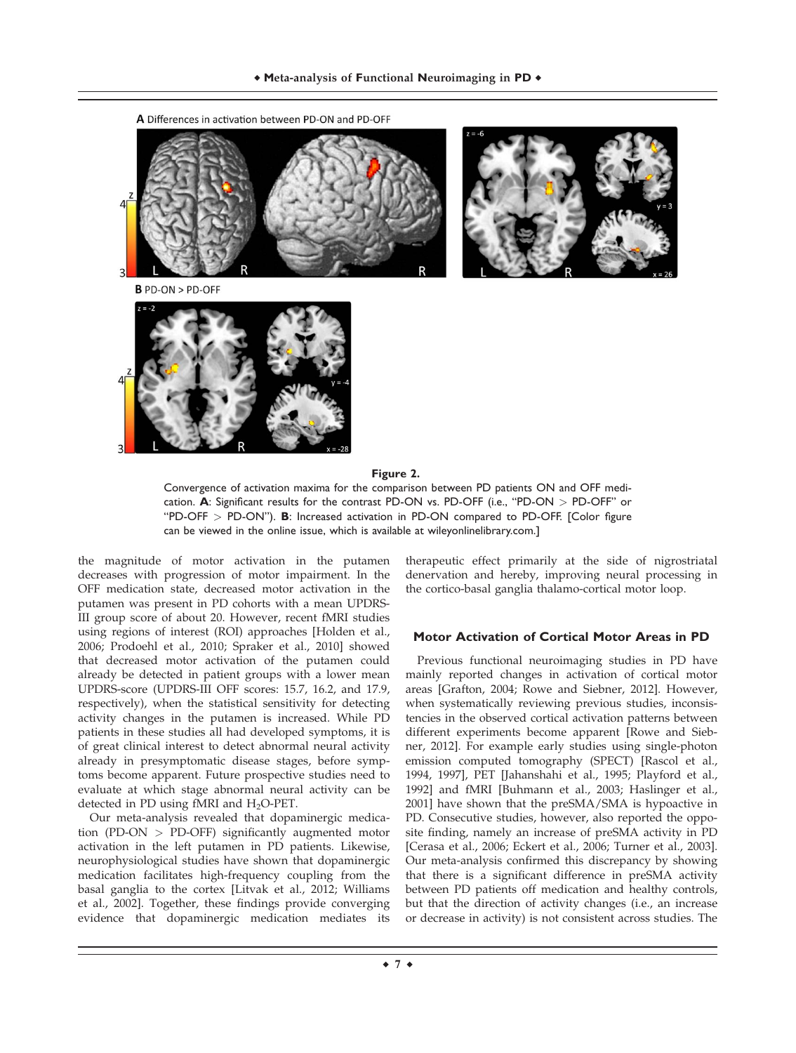A Differences in activation between PD-ON and PD-OFF

z

4

3

L R R

z = -6

y = 3

L R x = 26

B PD-ON > PD-OFF

z = -2

z

4

3

L R

y = -4

x = -28

**Figure 2.**

Convergence of activation maxima for the comparison between PD patients ON and OFF medication. **A**: Significant results for the contrast PD-ON vs. PD-OFF (i.e., "PD-ON > PD-OFF" or "PD-OFF > PD-ON"). **B**: Increased activation in PD-ON compared to PD-OFF. [Color figure can be viewed in the online issue, which is available at wileyonlinelibrary.com.]

the magnitude of motor activation in the putamen decreases with progression of motor impairment. In the OFF medication state, decreased motor activation in the putamen was present in PD cohorts with a mean UPDRS-III group score of about 20. However, recent fMRI studies using regions of interest (ROI) approaches [Holden et al., 2006; Prodoehl et al., 2010; Spraker et al., 2010] showed that decreased motor activation of the putamen could already be detected in patient groups with a lower mean UPDRS-score (UPDRS-III OFF scores: 15.7, 16.2, and 17.9, respectively), when the statistical sensitivity for detecting activity changes in the putamen is increased. While PD patients in these studies all had developed symptoms, it is of great clinical interest to detect abnormal neural activity already in presymptomatic disease stages, before symptoms become apparent. Future prospective studies need to evaluate at which stage abnormal neural activity can be detected in PD using fMRI and $H_2O$-PET.

Our meta-analysis revealed that dopaminergic medication (PD-ON > PD-OFF) significantly augmented motor activation in the left putamen in PD patients. Likewise, neurophysiological studies have shown that dopaminergic medication facilitates high-frequency coupling from the basal ganglia to the cortex [Litvak et al., 2012; Williams et al., 2002]. Together, these findings provide converging evidence that dopaminergic medication mediates its therapeutic effect primarily at the side of nigrostriatal denervation and hereby, improving neural processing in the cortico-basal ganglia thalamo-cortical motor loop.

## Motor Activation of Cortical Motor Areas in PD

Previous functional neuroimaging studies in PD have mainly reported changes in activation of cortical motor areas [Grafton, 2004; Rowe and Siebner, 2012]. However, when systematically reviewing previous studies, inconsistencies in the observed cortical activation patterns between different experiments become apparent [Rowe and Siebner, 2012]. For example early studies using single-photon emission computed tomography (SPECT) [Rascol et al., 1994, 1997], PET [Jahanshahi et al., 1995; Playford et al., 1992] and fMRI [Buhmann et al., 2003; Haslinger et al., 2001] have shown that the preSMA/SMA is hypoactive in PD. Consecutive studies, however, also reported the opposite finding, namely an increase of preSMA activity in PD [Cerasa et al., 2006; Eckert et al., 2006; Turner et al., 2003]. Our meta-analysis confirmed this discrepancy by showing that there is a significant difference in preSMA activity between PD patients off medication and healthy controls, but that the direction of activity changes (i.e., an increase or decrease in activity) is not consistent across studies. The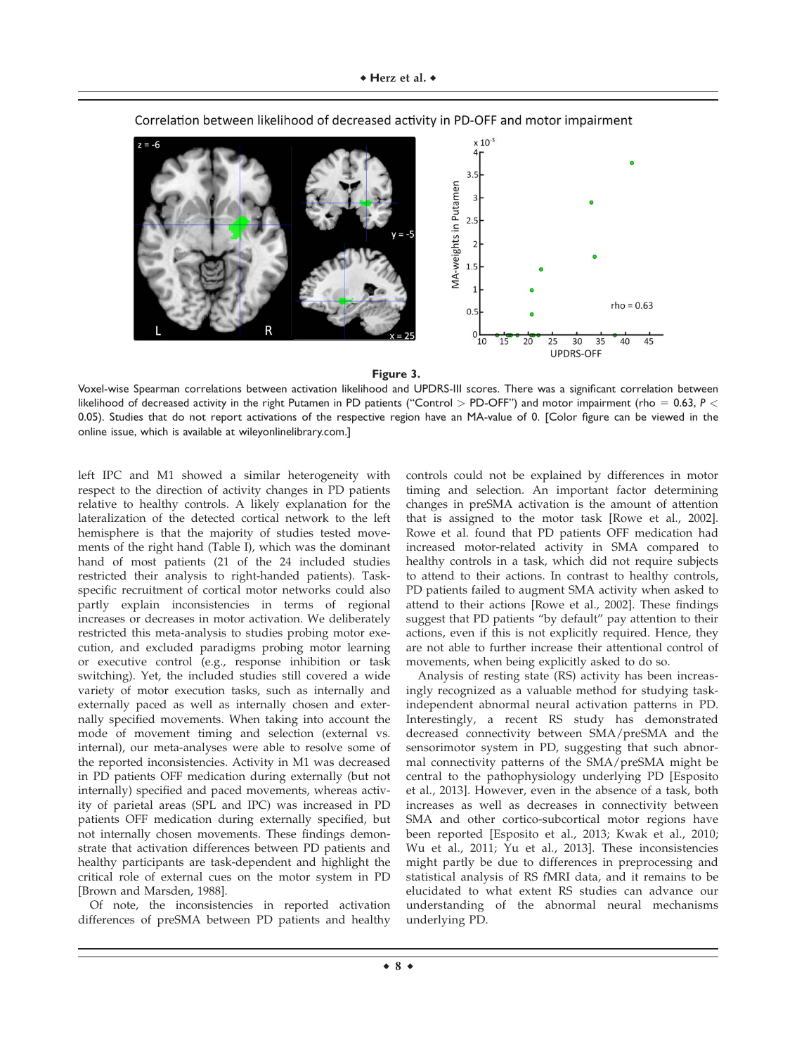Correlation between likelihood of decreased activity in PD-OFF and motor impairment

z = -6

y = -5

x = 25

L

R

x 10^-3

MA-weights in Putamen

UPDRS-OFF

rho = 0.63

**Figure 3.**

Voxel-wise Spearman correlations between activation likelihood and UPDRS-III scores. There was a significant correlation between likelihood of decreased activity in the right Putamen in PD patients ("Control > PD-OFF") and motor impairment (rho = 0.63, $P < 0.05$). Studies that do not report activations of the respective region have an MA-value of 0. [Color figure can be viewed in the online issue, which is available at wileyonlinelibrary.com.]

left IPC and M1 showed a similar heterogeneity with respect to the direction of activity changes in PD patients relative to healthy controls. A likely explanation for the lateralization of the detected cortical network to the left hemisphere is that the majority of studies tested movements of the right hand (Table I), which was the dominant hand of most patients (21 of the 24 included studies restricted their analysis to right-handed patients). Task-specific recruitment of cortical motor networks could also partly explain inconsistencies in terms of regional increases or decreases in motor activation. We deliberately restricted this meta-analysis to studies probing motor execution, and excluded paradigms probing motor learning or executive control (e.g., response inhibition or task switching). Yet, the included studies still covered a wide variety of motor execution tasks, such as internally and externally paced as well as internally chosen and externally specified movements. When taking into account the mode of movement timing and selection (external vs. internal), our meta-analyses were able to resolve some of the reported inconsistencies. Activity in M1 was decreased in PD patients OFF medication during externally (but not internally) specified and paced movements, whereas activity of parietal areas (SPL and IPC) was increased in PD patients OFF medication during externally specified, but not internally chosen movements. These findings demonstrate that activation differences between PD patients and healthy participants are task-dependent and highlight the critical role of external cues on the motor system in PD [Brown and Marsden, 1988].

Of note, the inconsistencies in reported activation differences of preSMA between PD patients and healthy controls could not be explained by differences in motor timing and selection. An important factor determining changes in preSMA activation is the amount of attention that is assigned to the motor task [Rowe et al., 2002]. Rowe et al. found that PD patients OFF medication had increased motor-related activity in SMA compared to healthy controls in a task, which did not require subjects to attend to their actions. In contrast to healthy controls, PD patients failed to augment SMA activity when asked to attend to their actions [Rowe et al., 2002]. These findings suggest that PD patients "by default" pay attention to their actions, even if this is not explicitly required. Hence, they are not able to further increase their attentional control of movements, when being explicitly asked to do so.

Analysis of resting state (RS) activity has been increasingly recognized as a valuable method for studying task-independent abnormal neural activation patterns in PD. Interestingly, a recent RS study has demonstrated decreased connectivity between SMA/preSMA and the sensorimotor system in PD, suggesting that such abnormal connectivity patterns of the SMA/preSMA might be central to the pathophysiology underlying PD [Esposito et al., 2013]. However, even in the absence of a task, both increases as well as decreases in connectivity between SMA and other cortico-subcortical motor regions have been reported [Esposito et al., 2013; Kwak et al., 2010; Wu et al., 2011; Yu et al., 2013]. These inconsistencies might partly be due to differences in preprocessing and statistical analysis of RS fMRI data, and it remains to be elucidated to what extent RS studies can advance our understanding of the abnormal neural mechanisms underlying PD.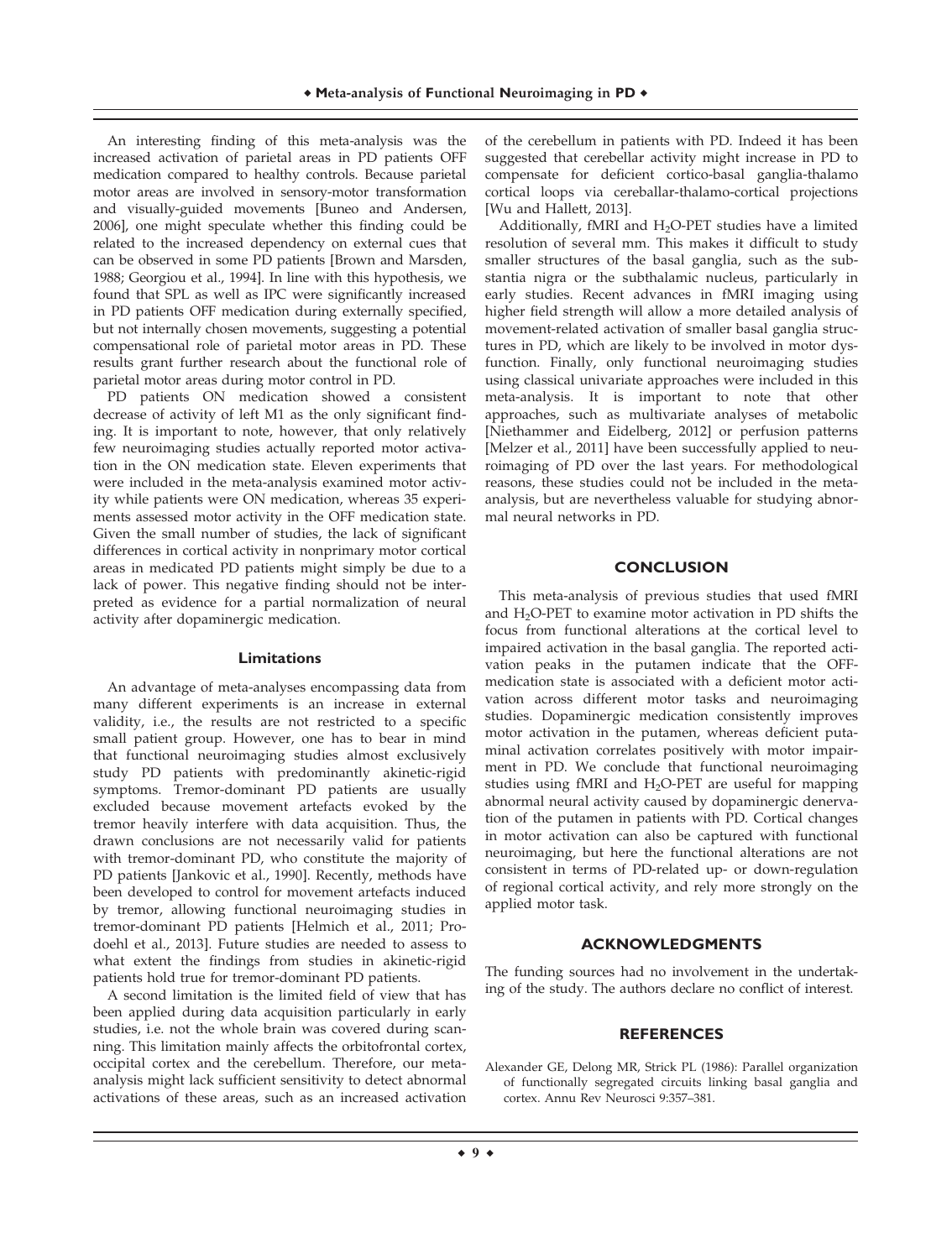An interesting finding of this meta-analysis was the increased activation of parietal areas in PD patients OFF medication compared to healthy controls. Because parietal motor areas are involved in sensory-motor transformation and visually-guided movements [Buneo and Andersen, 2006], one might speculate whether this finding could be related to the increased dependency on external cues that can be observed in some PD patients [Brown and Marsden, 1988; Georgiou et al., 1994]. In line with this hypothesis, we found that SPL as well as IPC were significantly increased in PD patients OFF medication during externally specified, but not internally chosen movements, suggesting a potential compensational role of parietal motor areas in PD. These results grant further research about the functional role of parietal motor areas during motor control in PD.

PD patients ON medication showed a consistent decrease of activity of left M1 as the only significant finding. It is important to note, however, that only relatively few neuroimaging studies actually reported motor activation in the ON medication state. Eleven experiments that were included in the meta-analysis examined motor activity while patients were ON medication, whereas 35 experiments assessed motor activity in the OFF medication state. Given the small number of studies, the lack of significant differences in cortical activity in nonprimary motor cortical areas in medicated PD patients might simply be due to a lack of power. This negative finding should not be interpreted as evidence for a partial normalization of neural activity after dopaminergic medication.

### Limitations

An advantage of meta-analyses encompassing data from many different experiments is an increase in external validity, i.e., the results are not restricted to a specific small patient group. However, one has to bear in mind that functional neuroimaging studies almost exclusively study PD patients with predominantly akinetic-rigid symptoms. Tremor-dominant PD patients are usually excluded because movement artefacts evoked by the tremor heavily interfere with data acquisition. Thus, the drawn conclusions are not necessarily valid for patients with tremor-dominant PD, who constitute the majority of PD patients [Jankovic et al., 1990]. Recently, methods have been developed to control for movement artefacts induced by tremor, allowing functional neuroimaging studies in tremor-dominant PD patients [Helmich et al., 2011; Prodoehl et al., 2013]. Future studies are needed to assess to what extent the findings from studies in akinetic-rigid patients hold true for tremor-dominant PD patients.

A second limitation is the limited field of view that has been applied during data acquisition particularly in early studies, i.e. not the whole brain was covered during scanning. This limitation mainly affects the orbitofrontal cortex, occipital cortex and the cerebellum. Therefore, our meta-analysis might lack sufficient sensitivity to detect abnormal activations of these areas, such as an increased activation of the cerebellum in patients with PD. Indeed it has been suggested that cerebellar activity might increase in PD to compensate for deficient cortico-basal ganglia-thalamo cortical loops via cereballar-thalamo-cortical projections [Wu and Hallett, 2013].

Additionally, fMRI and $H_2O$-PET studies have a limited resolution of several mm. This makes it difficult to study smaller structures of the basal ganglia, such as the substantia nigra or the subthalamic nucleus, particularly in early studies. Recent advances in fMRI imaging using higher field strength will allow a more detailed analysis of movement-related activation of smaller basal ganglia structures in PD, which are likely to be involved in motor dysfunction. Finally, only functional neuroimaging studies using classical univariate approaches were included in this meta-analysis. It is important to note that other approaches, such as multivariate analyses of metabolic [Niethammer and Eidelberg, 2012] or perfusion patterns [Melzer et al., 2011] have been successfully applied to neuroimaging of PD over the last years. For methodological reasons, these studies could not be included in the meta-analysis, but are nevertheless valuable for studying abnormal neural networks in PD.

## CONCLUSION

This meta-analysis of previous studies that used fMRI and $H_2O$-PET to examine motor activation in PD shifts the focus from functional alterations at the cortical level to impaired activation in the basal ganglia. The reported activation peaks in the putamen indicate that the OFF-medication state is associated with a deficient motor activation across different motor tasks and neuroimaging studies. Dopaminergic medication consistently improves motor activation in the putamen, whereas deficient putaminal activation correlates positively with motor impairment in PD. We conclude that functional neuroimaging studies using fMRI and $H_2O$-PET are useful for mapping abnormal neural activity caused by dopaminergic denervation of the putamen in patients with PD. Cortical changes in motor activation can also be captured with functional neuroimaging, but here the functional alterations are not consistent in terms of PD-related up- or down-regulation of regional cortical activity, and rely more strongly on the applied motor task.

## ACKNOWLEDGMENTS

The funding sources had no involvement in the undertaking of the study. The authors declare no conflict of interest.

## REFERENCES

Alexander GE, Delong MR, Strick PL (1986): Parallel organization of functionally segregated circuits linking basal ganglia and cortex. Annu Rev Neurosci 9:357–381.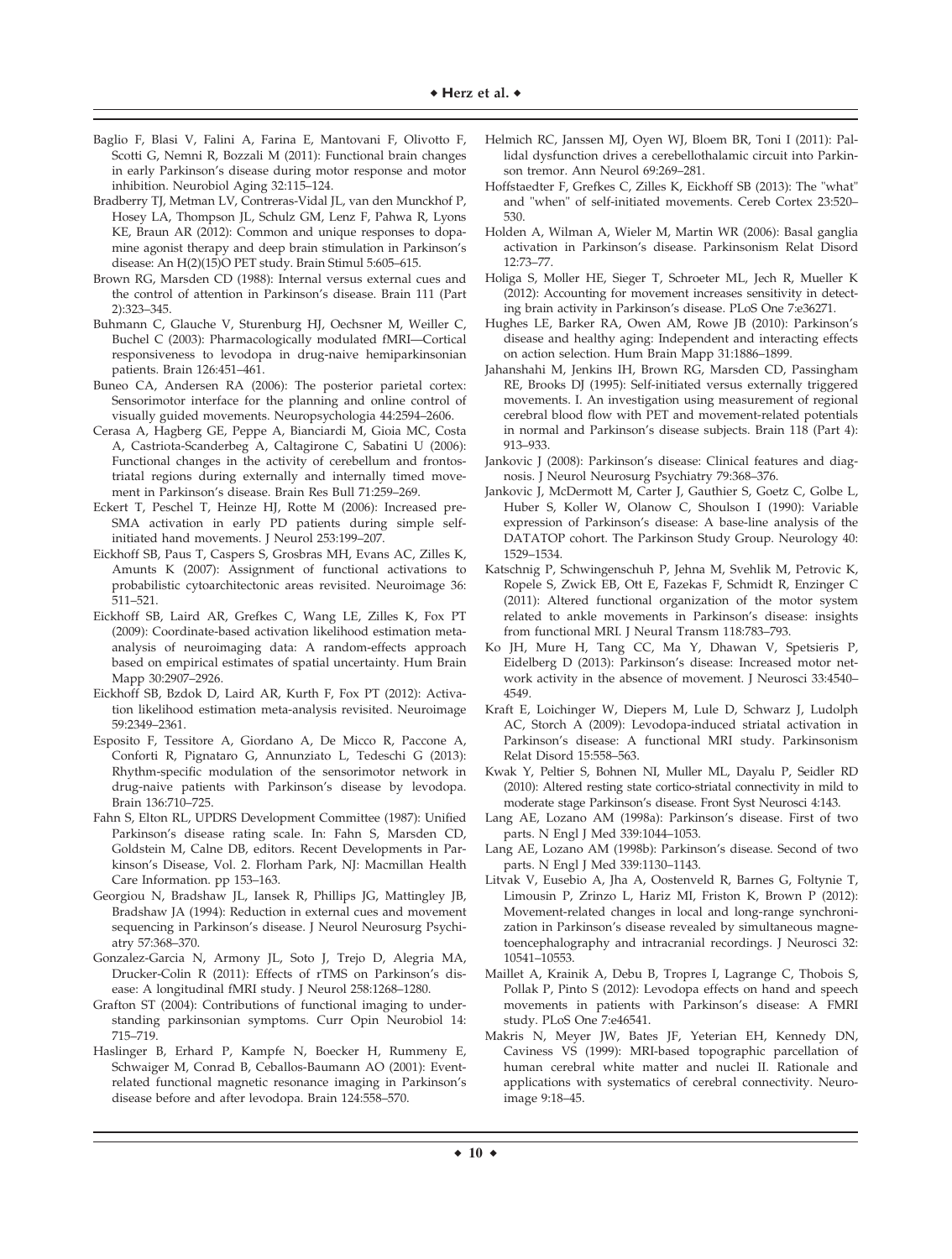Baglio F, Blasi V, Falini A, Farina E, Mantovani F, Olivotto F, Scotti G, Nemni R, Bozzali M (2011): Functional brain changes in early Parkinson's disease during motor response and motor inhibition. Neurobiol Aging 32:115–124.

Bradberry TJ, Metman LV, Contreras-Vidal JL, van den Munckhof P, Hosey LA, Thompson JL, Schulz GM, Lenz F, Pahwa R, Lyons KE, Braun AR (2012): Common and unique responses to dopamine agonist therapy and deep brain stimulation in Parkinson's disease: An H(2)(15)O PET study. Brain Stimul 5:605–615.

Brown RG, Marsden CD (1988): Internal versus external cues and the control of attention in Parkinson's disease. Brain 111 (Part 2):323–345.

Buhmann C, Glauche V, Sturenburg HJ, Oechsner M, Weiller C, Buchel C (2003): Pharmacologically modulated fMRI—Cortical responsiveness to levodopa in drug-naive hemiparkinsonian patients. Brain 126:451–461.

Buneo CA, Andersen RA (2006): The posterior parietal cortex: Sensorimotor interface for the planning and online control of visually guided movements. Neuropsychologia 44:2594–2606.

Cerasa A, Hagberg GE, Peppe A, Bianciardi M, Gioia MC, Costa A, Castriota-Scanderbeg A, Caltagirone C, Sabatini U (2006): Functional changes in the activity of cerebellum and frontostriatal regions during externally and internally timed movement in Parkinson's disease. Brain Res Bull 71:259–269.

Eckert T, Peschel T, Heinze HJ, Rotte M (2006): Increased pre-SMA activation in early PD patients during simple self-initiated hand movements. J Neurol 253:199–207.

Eickhoff SB, Paus T, Caspers S, Grosbras MH, Evans AC, Zilles K, Amunts K (2007): Assignment of functional activations to probabilistic cytoarchitectonic areas revisited. Neuroimage 36: 511–521.

Eickhoff SB, Laird AR, Grefkes C, Wang LE, Zilles K, Fox PT (2009): Coordinate-based activation likelihood estimation meta-analysis of neuroimaging data: A random-effects approach based on empirical estimates of spatial uncertainty. Hum Brain Mapp 30:2907–2926.

Eickhoff SB, Bzdok D, Laird AR, Kurth F, Fox PT (2012): Activation likelihood estimation meta-analysis revisited. Neuroimage 59:2349–2361.

Esposito F, Tessitore A, Giordano A, De Micco R, Paccone A, Conforti R, Pignataro G, Annunziato L, Tedeschi G (2013): Rhythm-specific modulation of the sensorimotor network in drug-naive patients with Parkinson's disease by levodopa. Brain 136:710–725.

Fahn S, Elton RL, UPDRS Development Committee (1987): Unified Parkinson's disease rating scale. In: Fahn S, Marsden CD, Goldstein M, Calne DB, editors. Recent Developments in Parkinson's Disease, Vol. 2. Florham Park, NJ: Macmillan Health Care Information. pp 153–163.

Georgiou N, Bradshaw JL, Iansek R, Phillips JG, Mattingley JB, Bradshaw JA (1994): Reduction in external cues and movement sequencing in Parkinson's disease. J Neurol Neurosurg Psychiatry 57:368–370.

Gonzalez-Garcia N, Armony JL, Soto J, Trejo D, Alegria MA, Drucker-Colin R (2011): Effects of rTMS on Parkinson's disease: A longitudinal fMRI study. J Neurol 258:1268–1280.

Grafton ST (2004): Contributions of functional imaging to understanding parkinsonian symptoms. Curr Opin Neurobiol 14: 715–719.

Haslinger B, Erhard P, Kampfe N, Boecker H, Rummeny E, Schwaiger M, Conrad B, Ceballos-Baumann AO (2001): Event-related functional magnetic resonance imaging in Parkinson's disease before and after levodopa. Brain 124:558–570.

Helmich RC, Janssen MJ, Oyen WJ, Bloem BR, Toni I (2011): Pallidal dysfunction drives a cerebellothalamic circuit into Parkinson tremor. Ann Neurol 69:269–281.

Hoffstaedter F, Grefkes C, Zilles K, Eickhoff SB (2013): The "what" and "when" of self-initiated movements. Cereb Cortex 23:520–530.

Holden A, Wilman A, Wieler M, Martin WR (2006): Basal ganglia activation in Parkinson's disease. Parkinsonism Relat Disord 12:73–77.

Holiga S, Moller HE, Sieger T, Schroeter ML, Jech R, Mueller K (2012): Accounting for movement increases sensitivity in detecting brain activity in Parkinson's disease. PLoS One 7:e36271.

Hughes LE, Barker RA, Owen AM, Rowe JB (2010): Parkinson's disease and healthy aging: Independent and interacting effects on action selection. Hum Brain Mapp 31:1886–1899.

Jahanshahi M, Jenkins IH, Brown RG, Marsden CD, Passingham RE, Brooks DJ (1995): Self-initiated versus externally triggered movements. I. An investigation using measurement of regional cerebral blood flow with PET and movement-related potentials in normal and Parkinson's disease subjects. Brain 118 (Part 4): 913–933.

Jankovic J (2008): Parkinson's disease: Clinical features and diagnosis. J Neurol Neurosurg Psychiatry 79:368–376.

Jankovic J, McDermott M, Carter J, Gauthier S, Goetz C, Golbe L, Huber S, Koller W, Olanow C, Shoulson I (1990): Variable expression of Parkinson's disease: A base-line analysis of the DATATOP cohort. The Parkinson Study Group. Neurology 40: 1529–1534.

Katschnig P, Schwingenschuh P, Jehna M, Svehlik M, Petrovic K, Ropele S, Zwick EB, Ott E, Fazekas F, Schmidt R, Enzinger C (2011): Altered functional organization of the motor system related to ankle movements in Parkinson's disease: insights from functional MRI. J Neural Transm 118:783–793.

Ko JH, Mure H, Tang CC, Ma Y, Dhawan V, Spetsieris P, Eidelberg D (2013): Parkinson's disease: Increased motor network activity in the absence of movement. J Neurosci 33:4540–4549.

Kraft E, Loichinger W, Diepers M, Lule D, Schwarz J, Ludolph AC, Storch A (2009): Levodopa-induced striatal activation in Parkinson's disease: A functional MRI study. Parkinsonism Relat Disord 15:558–563.

Kwak Y, Peltier S, Bohnen NI, Muller ML, Dayalu P, Seidler RD (2010): Altered resting state cortico-striatal connectivity in mild to moderate stage Parkinson's disease. Front Syst Neurosci 4:143.

Lang AE, Lozano AM (1998a): Parkinson's disease. First of two parts. N Engl J Med 339:1044–1053.

Lang AE, Lozano AM (1998b): Parkinson's disease. Second of two parts. N Engl J Med 339:1130–1143.

Litvak V, Eusebio A, Jha A, Oostenveld R, Barnes G, Foltynie T, Limousin P, Zrinzo L, Hariz MI, Friston K, Brown P (2012): Movement-related changes in local and long-range synchronization in Parkinson's disease revealed by simultaneous magnetoencephalography and intracranial recordings. J Neurosci 32: 10541–10553.

Maillet A, Krainik A, Debu B, Tropres I, Lagrange C, Thobois S, Pollak P, Pinto S (2012): Levodopa effects on hand and speech movements in patients with Parkinson's disease: A FMRI study. PLoS One 7:e46541.

Makris N, Meyer JW, Bates JF, Yeterian EH, Kennedy DN, Caviness VS (1999): MRI-based topographic parcellation of human cerebral white matter and nuclei II. Rationale and applications with systematics of cerebral connectivity. Neuroimage 9:18–45.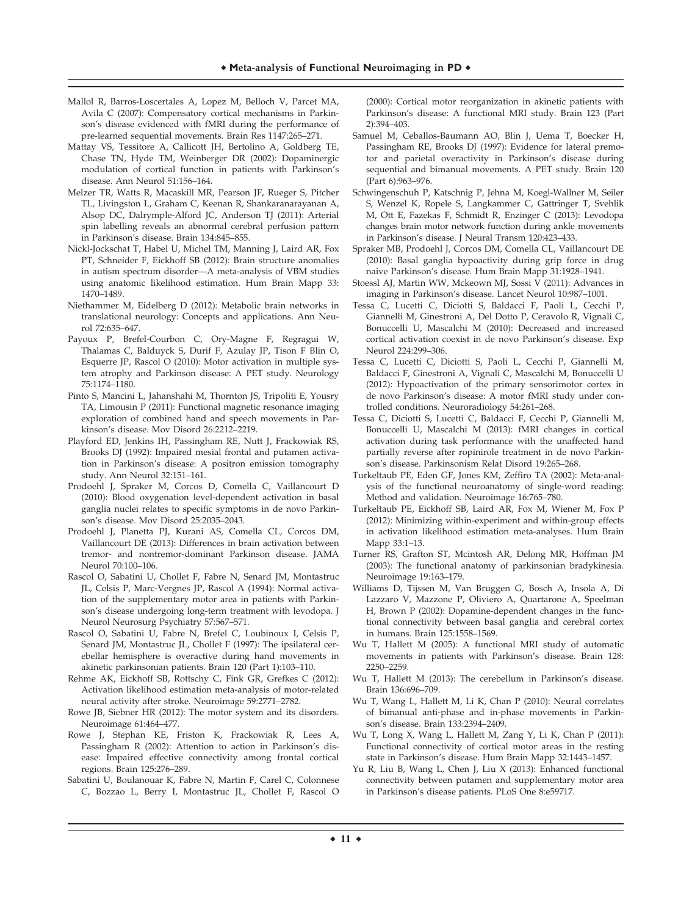Mallol R, Barros-Loscertales A, Lopez M, Belloch V, Parcet MA, Avila C (2007): Compensatory cortical mechanisms in Parkinson's disease evidenced with fMRI during the performance of pre-learned sequential movements. Brain Res 1147:265–271.

Mattay VS, Tessitore A, Callicott JH, Bertolino A, Goldberg TE, Chase TN, Hyde TM, Weinberger DR (2002): Dopaminergic modulation of cortical function in patients with Parkinson's disease. Ann Neurol 51:156–164.

Melzer TR, Watts R, Macaskill MR, Pearson JF, Rueger S, Pitcher TL, Livingston L, Graham C, Keenan R, Shankaranarayanan A, Alsop DC, Dalrymple-Alford JC, Anderson TJ (2011): Arterial spin labelling reveals an abnormal cerebral perfusion pattern in Parkinson's disease. Brain 134:845–855.

Nickl-Jockschat T, Habel U, Michel TM, Manning J, Laird AR, Fox PT, Schneider F, Eickhoff SB (2012): Brain structure anomalies in autism spectrum disorder—A meta-analysis of VBM studies using anatomic likelihood estimation. Hum Brain Mapp 33: 1470–1489.

Niethammer M, Eidelberg D (2012): Metabolic brain networks in translational neurology: Concepts and applications. Ann Neurol 72:635–647.

Payoux P, Brefel-Courbon C, Ory-Magne F, Regragui W, Thalamas C, Balduyck S, Durif F, Azulay JP, Tison F Blin O, Esquerre JP, Rascol O (2010): Motor activation in multiple system atrophy and Parkinson disease: A PET study. Neurology 75:1174–1180.

Pinto S, Mancini L, Jahanshahi M, Thornton JS, Tripoliti E, Yousry TA, Limousin P (2011): Functional magnetic resonance imaging exploration of combined hand and speech movements in Parkinson's disease. Mov Disord 26:2212–2219.

Playford ED, Jenkins IH, Passingham RE, Nutt J, Frackowiak RS, Brooks DJ (1992): Impaired mesial frontal and putamen activation in Parkinson's disease: A positron emission tomography study. Ann Neurol 32:151–161.

Prodoehl J, Spraker M, Corcos D, Comella C, Vaillancourt D (2010): Blood oxygenation level-dependent activation in basal ganglia nuclei relates to specific symptoms in de novo Parkinson's disease. Mov Disord 25:2035–2043.

Prodoehl J, Planetta PJ, Kurani AS, Comella CL, Corcos DM, Vaillancourt DE (2013): Differences in brain activation between tremor- and nontremor-dominant Parkinson disease. JAMA Neurol 70:100–106.

Rascol O, Sabatini U, Chollet F, Fabre N, Senard JM, Montastruc JL, Celsis P, Marc-Vergnes JP, Rascol A (1994): Normal activation of the supplementary motor area in patients with Parkinson's disease undergoing long-term treatment with levodopa. J Neurol Neurosurg Psychiatry 57:567–571.

Rascol O, Sabatini U, Fabre N, Brefel C, Loubinoux I, Celsis P, Senard JM, Montastruc JL, Chollet F (1997): The ipsilateral cerebellar hemisphere is overactive during hand movements in akinetic parkinsonian patients. Brain 120 (Part 1):103–110.

Rehme AK, Eickhoff SB, Rottschy C, Fink GR, Grefkes C (2012): Activation likelihood estimation meta-analysis of motor-related neural activity after stroke. Neuroimage 59:2771–2782.

Rowe JB, Siebner HR (2012): The motor system and its disorders. Neuroimage 61:464–477.

Rowe J, Stephan KE, Friston K, Frackowiak R, Lees A, Passingham R (2002): Attention to action in Parkinson's disease: Impaired effective connectivity among frontal cortical regions. Brain 125:276–289.

Sabatini U, Boulanouar K, Fabre N, Martin F, Carel C, Colonnese C, Bozzao L, Berry I, Montastruc JL, Chollet F, Rascol O (2000): Cortical motor reorganization in akinetic patients with Parkinson's disease: A functional MRI study. Brain 123 (Part 2):394–403.

Samuel M, Ceballos-Baumann AO, Blin J, Uema T, Boecker H, Passingham RE, Brooks DJ (1997): Evidence for lateral premotor and parietal overactivity in Parkinson's disease during sequential and bimanual movements. A PET study. Brain 120 (Part 6):963–976.

Schwingenschuh P, Katschnig P, Jehna M, Koegl-Wallner M, Seiler S, Wenzel K, Ropele S, Langkammer C, Gattringer T, Svehlik M, Ott E, Fazekas F, Schmidt R, Enzinger C (2013): Levodopa changes brain motor network function during ankle movements in Parkinson's disease. J Neural Transm 120:423–433.

Spraker MB, Prodoehl J, Corcos DM, Comella CL, Vaillancourt DE (2010): Basal ganglia hypoactivity during grip force in drug naive Parkinson's disease. Hum Brain Mapp 31:1928–1941.

Stoessl AJ, Martin WW, Mckeown MJ, Sossi V (2011): Advances in imaging in Parkinson's disease. Lancet Neurol 10:987–1001.

Tessa C, Lucetti C, Diciotti S, Baldacci F, Paoli L, Cecchi P, Giannelli M, Ginestroni A, Del Dotto P, Ceravolo R, Vignali C, Bonuccelli U, Mascalchi M (2010): Decreased and increased cortical activation coexist in de novo Parkinson's disease. Exp Neurol 224:299–306.

Tessa C, Lucetti C, Diciotti S, Paoli L, Cecchi P, Giannelli M, Baldacci F, Ginestroni A, Vignali C, Mascalchi M, Bonuccelli U (2012): Hypoactivation of the primary sensorimotor cortex in de novo Parkinson's disease: A motor fMRI study under controlled conditions. Neuroradiology 54:261–268.

Tessa C, Diciotti S, Lucetti C, Baldacci F, Cecchi P, Giannelli M, Bonuccelli U, Mascalchi M (2013): fMRI changes in cortical activation during task performance with the unaffected hand partially reverse after ropinirole treatment in de novo Parkinson's disease. Parkinsonism Relat Disord 19:265–268.

Turkeltaub PE, Eden GF, Jones KM, Zeffiro TA (2002): Meta-analysis of the functional neuroanatomy of single-word reading: Method and validation. Neuroimage 16:765–780.

Turkeltaub PE, Eickhoff SB, Laird AR, Fox M, Wiener M, Fox P (2012): Minimizing within-experiment and within-group effects in activation likelihood estimation meta-analyses. Hum Brain Mapp 33:1–13.

Turner RS, Grafton ST, Mcintosh AR, Delong MR, Hoffman JM (2003): The functional anatomy of parkinsonian bradykinesia. Neuroimage 19:163–179.

Williams D, Tijssen M, Van Bruggen G, Bosch A, Insola A, Di Lazzaro V, Mazzone P, Oliviero A, Quartarone A, Speelman H, Brown P (2002): Dopamine-dependent changes in the functional connectivity between basal ganglia and cerebral cortex in humans. Brain 125:1558–1569.

Wu T, Hallett M (2005): A functional MRI study of automatic movements in patients with Parkinson's disease. Brain 128: 2250–2259.

Wu T, Hallett M (2013): The cerebellum in Parkinson's disease. Brain 136:696–709.

Wu T, Wang L, Hallett M, Li K, Chan P (2010): Neural correlates of bimanual anti-phase and in-phase movements in Parkinson's disease. Brain 133:2394–2409.

Wu T, Long X, Wang L, Hallett M, Zang Y, Li K, Chan P (2011): Functional connectivity of cortical motor areas in the resting state in Parkinson's disease. Hum Brain Mapp 32:1443–1457.

Yu R, Liu B, Wang L, Chen J, Liu X (2013): Enhanced functional connectivity between putamen and supplementary motor area in Parkinson's disease patients. PLoS One 8:e59717.